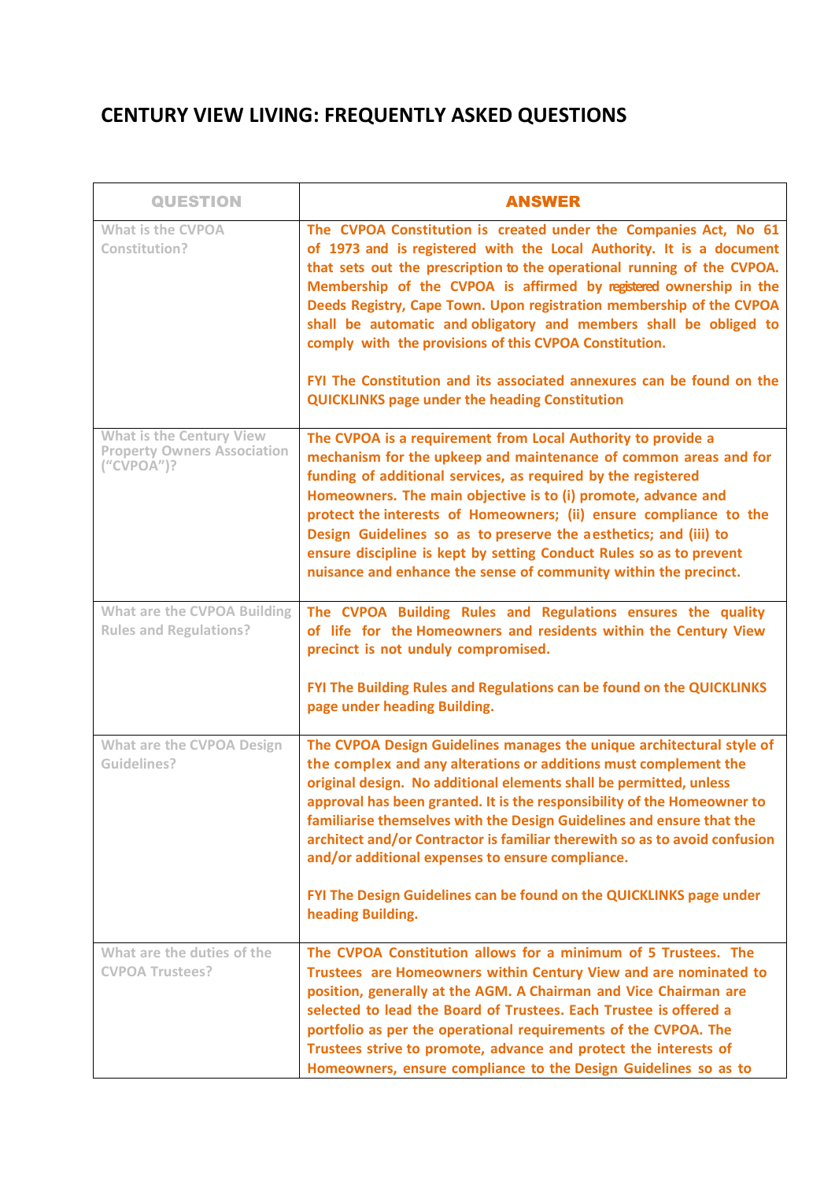# CENTURY VIEW LIVING: FREQUENTLY ASKED QUESTIONS

| QUESTION | ANSWER |
|---|---|
| What is the CVPOA Constitution? | The CVPOA Constitution is created under the Companies Act, No 61 of 1973 and is registered with the Local Authority. It is a document that sets out the prescription to the operational running of the CVPOA. Membership of the CVPOA is affirmed by registered ownership in the Deeds Registry, Cape Town. Upon registration membership of the CVPOA shall be automatic and obligatory and members shall be obliged to comply with the provisions of this CVPOA Constitution.<br><br>FYI The Constitution and its associated annexures can be found on the QUICKLINKS page under the heading Constitution |
| What is the Century View Property Owners Association ("CVPOA")? | The CVPOA is a requirement from Local Authority to provide a mechanism for the upkeep and maintenance of common areas and for funding of additional services, as required by the registered Homeowners. The main objective is to (i) promote, advance and protect the interests of Homeowners; (ii) ensure compliance to the Design Guidelines so as to preserve the aesthetics; and (iii) to ensure discipline is kept by setting Conduct Rules so as to prevent nuisance and enhance the sense of community within the precinct. |
| What are the CVPOA Building Rules and Regulations? | The CVPOA Building Rules and Regulations ensures the quality of life for the Homeowners and residents within the Century View precinct is not unduly compromised.<br><br>FYI The Building Rules and Regulations can be found on the QUICKLINKS page under heading Building. |
| What are the CVPOA Design Guidelines? | The CVPOA Design Guidelines manages the unique architectural style of the complex and any alterations or additions must complement the original design. No additional elements shall be permitted, unless approval has been granted. It is the responsibility of the Homeowner to familiarise themselves with the Design Guidelines and ensure that the architect and/or Contractor is familiar therewith so as to avoid confusion and/or additional expenses to ensure compliance.<br><br>FYI The Design Guidelines can be found on the QUICKLINKS page under heading Building. |
| What are the duties of the CVPOA Trustees? | The CVPOA Constitution allows for a minimum of 5 Trustees. The Trustees are Homeowners within Century View and are nominated to position, generally at the AGM. A Chairman and Vice Chairman are selected to lead the Board of Trustees. Each Trustee is offered a portfolio as per the operational requirements of the CVPOA. The Trustees strive to promote, advance and protect the interests of Homeowners, ensure compliance to the Design Guidelines so as to |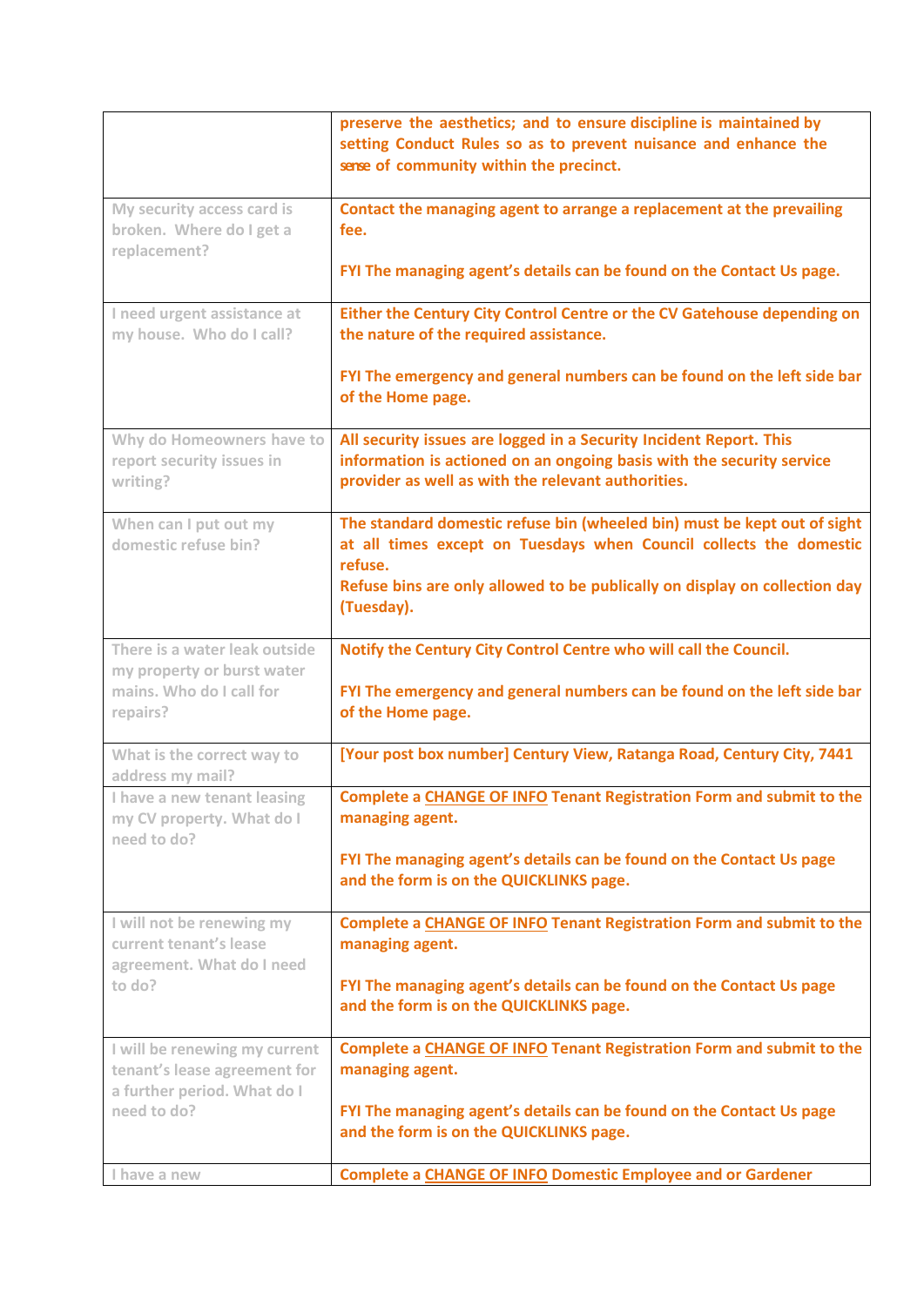| | |
|---|---|
| | **preserve the aesthetics; and to ensure discipline is maintained by setting Conduct Rules so as to prevent nuisance and enhance the sense of community within the precinct.** |
| My security access card is broken. Where do I get a replacement? | **Contact the managing agent to arrange a replacement at the prevailing fee.**<br><br>**FYI The managing agent's details can be found on the Contact Us page.** |
| I need urgent assistance at my house. Who do I call? | **Either the Century City Control Centre or the CV Gatehouse depending on the nature of the required assistance.**<br><br>**FYI The emergency and general numbers can be found on the left side bar of the Home page.** |
| Why do Homeowners have to report security issues in writing? | **All security issues are logged in a Security Incident Report. This information is actioned on an ongoing basis with the security service provider as well as with the relevant authorities.** |
| When can I put out my domestic refuse bin? | **The standard domestic refuse bin (wheeled bin) must be kept out of sight at all times except on Tuesdays when Council collects the domestic refuse.**<br>**Refuse bins are only allowed to be publically on display on collection day (Tuesday).** |
| There is a water leak outside my property or burst water mains. Who do I call for repairs? | **Notify the Century City Control Centre who will call the Council.**<br><br>**FYI The emergency and general numbers can be found on the left side bar of the Home page.** |
| What is the correct way to address my mail? | **[Your post box number] Century View, Ratanga Road, Century City, 7441** |
| I have a new tenant leasing my CV property. What do I need to do? | **Complete a CHANGE OF INFO Tenant Registration Form and submit to the managing agent.**<br><br>**FYI The managing agent's details can be found on the Contact Us page and the form is on the QUICKLINKS page.** |
| I will not be renewing my current tenant's lease agreement. What do I need to do? | **Complete a CHANGE OF INFO Tenant Registration Form and submit to the managing agent.**<br><br>**FYI The managing agent's details can be found on the Contact Us page and the form is on the QUICKLINKS page.** |
| I will be renewing my current tenant's lease agreement for a further period. What do I need to do? | **Complete a CHANGE OF INFO Tenant Registration Form and submit to the managing agent.**<br><br>**FYI The managing agent's details can be found on the Contact Us page and the form is on the QUICKLINKS page.** |
| I have a new | **Complete a CHANGE OF INFO Domestic Employee and or Gardener** |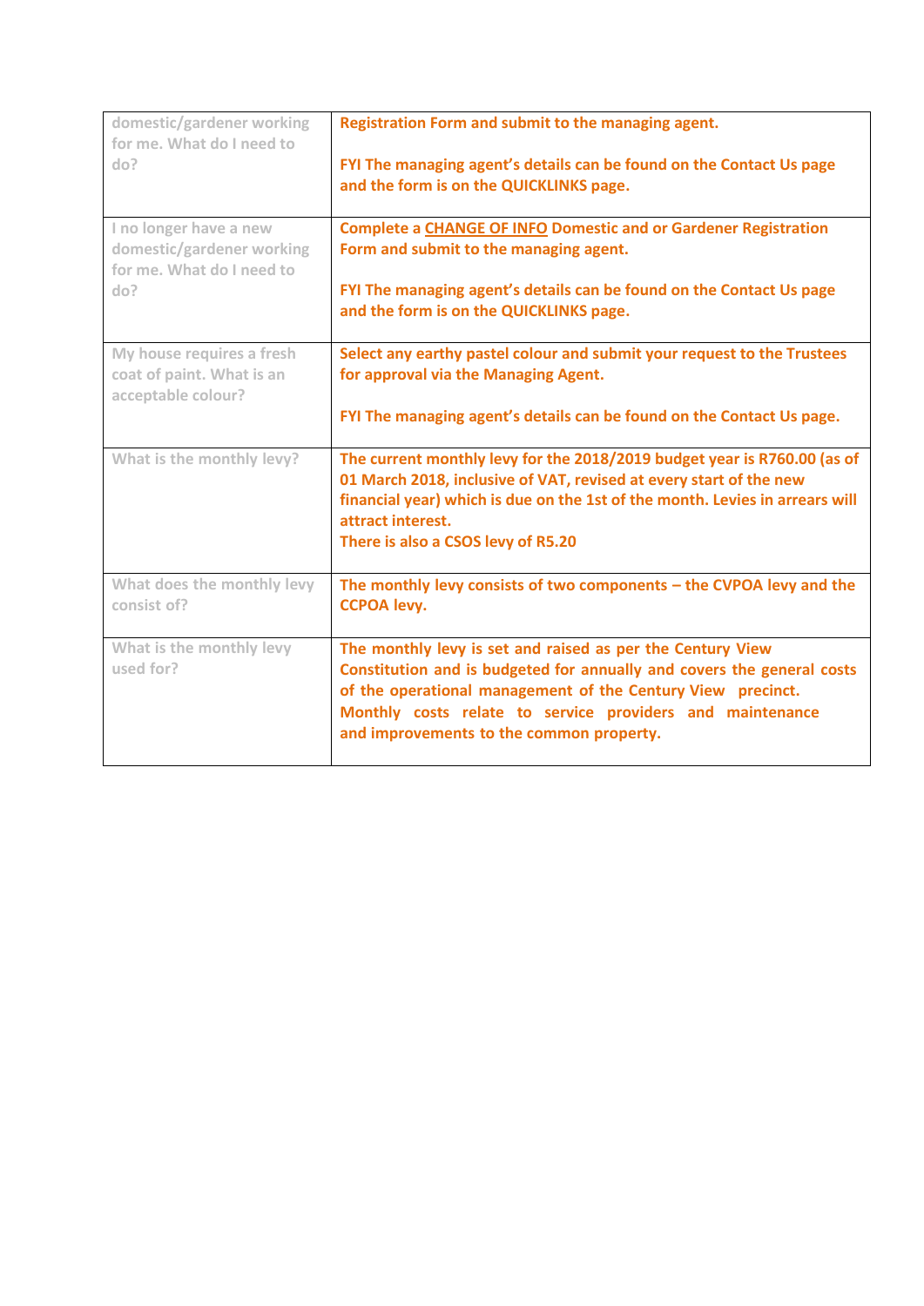| | |
|---|---|
| domestic/gardener working for me. What do I need to do? | **Registration Form and submit to the managing agent.**<br><br>**FYI The managing agent's details can be found on the Contact Us page and the form is on the QUICKLINKS page.** |
| I no longer have a new domestic/gardener working for me. What do I need to do? | **Complete a CHANGE OF INFO Domestic and or Gardener Registration Form and submit to the managing agent.**<br><br>**FYI The managing agent's details can be found on the Contact Us page and the form is on the QUICKLINKS page.** |
| My house requires a fresh coat of paint. What is an acceptable colour? | **Select any earthy pastel colour and submit your request to the Trustees for approval via the Managing Agent.**<br><br>**FYI The managing agent's details can be found on the Contact Us page.** |
| What is the monthly levy? | **The current monthly levy for the 2018/2019 budget year is R760.00 (as of 01 March 2018, inclusive of VAT, revised at every start of the new financial year) which is due on the 1st of the month. Levies in arrears will attract interest.**<br>**There is also a CSOS levy of R5.20** |
| What does the monthly levy consist of? | **The monthly levy consists of two components – the CVPOA levy and the CCPOA levy.** |
| What is the monthly levy used for? | **The monthly levy is set and raised as per the Century View Constitution and is budgeted for annually and covers the general costs of the operational management of the Century View precinct. Monthly costs relate to service providers and maintenance and improvements to the common property.** |